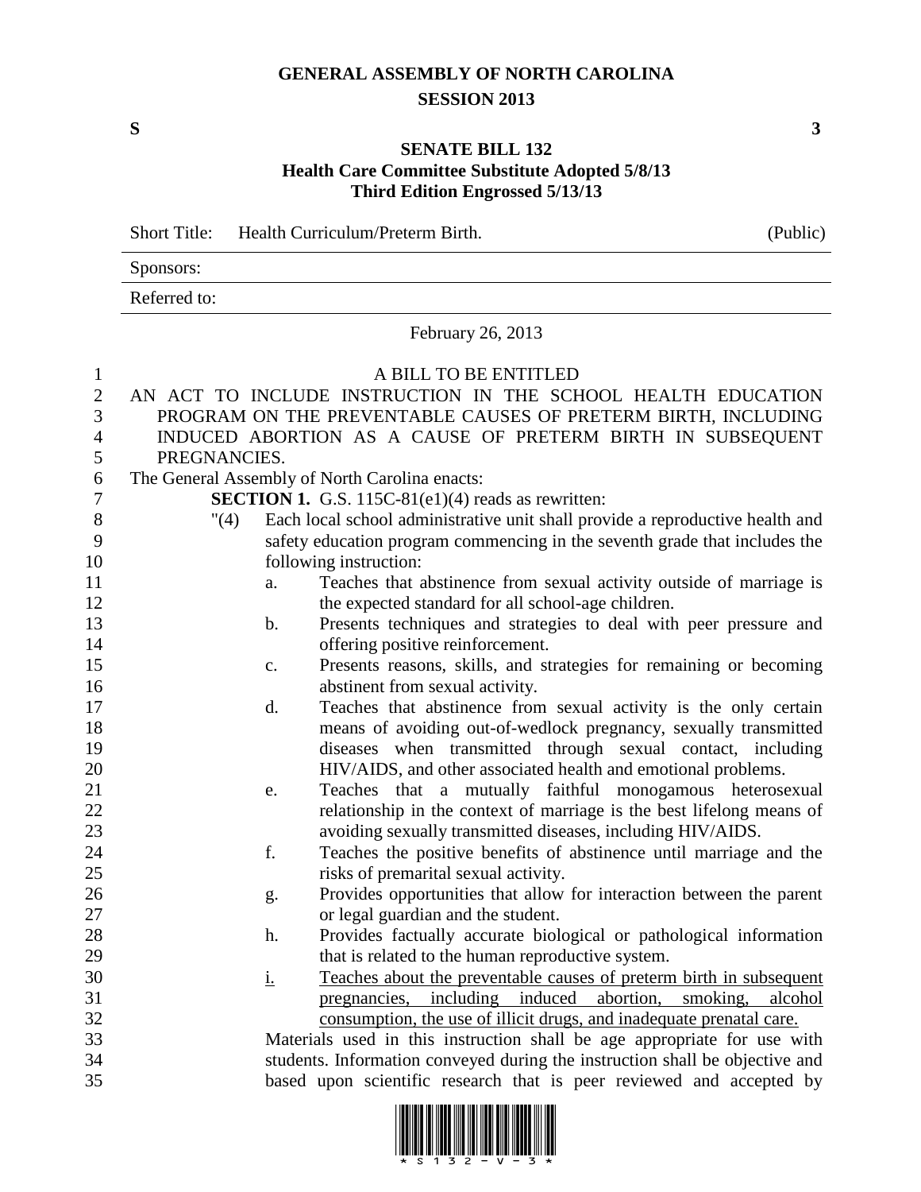# GENERAL ASSEMBLY OF NORTH CAROLINA
## SESSION 2013

**S** **3**

## SENATE BILL 132
**Health Care Committee Substitute Adopted 5/8/13**
**Third Edition Engrossed 5/13/13**

| Short Title: | Health Curriculum/Preterm Birth. | (Public) |
|---|---|---|
| Sponsors: | | |
| Referred to: | | |

February 26, 2013

A BILL TO BE ENTITLED

AN ACT TO INCLUDE INSTRUCTION IN THE SCHOOL HEALTH EDUCATION PROGRAM ON THE PREVENTABLE CAUSES OF PRETERM BIRTH, INCLUDING INDUCED ABORTION AS A CAUSE OF PRETERM BIRTH IN SUBSEQUENT PREGNANCIES.

The General Assembly of North Carolina enacts:

**SECTION 1.** G.S. 115C-81(e1)(4) reads as rewritten:

"(4) Each local school administrative unit shall provide a reproductive health and safety education program commencing in the seventh grade that includes the following instruction:

a. Teaches that abstinence from sexual activity outside of marriage is the expected standard for all school-age children.

b. Presents techniques and strategies to deal with peer pressure and offering positive reinforcement.

c. Presents reasons, skills, and strategies for remaining or becoming abstinent from sexual activity.

d. Teaches that abstinence from sexual activity is the only certain means of avoiding out-of-wedlock pregnancy, sexually transmitted diseases when transmitted through sexual contact, including HIV/AIDS, and other associated health and emotional problems.

e. Teaches that a mutually faithful monogamous heterosexual relationship in the context of marriage is the best lifelong means of avoiding sexually transmitted diseases, including HIV/AIDS.

f. Teaches the positive benefits of abstinence until marriage and the risks of premarital sexual activity.

g. Provides opportunities that allow for interaction between the parent or legal guardian and the student.

h. Provides factually accurate biological or pathological information that is related to the human reproductive system.

<u>i.</u> <u>Teaches about the preventable causes of preterm birth in subsequent pregnancies, including induced abortion, smoking, alcohol consumption, the use of illicit drugs, and inadequate prenatal care.</u>

Materials used in this instruction shall be age appropriate for use with students. Information conveyed during the instruction shall be objective and based upon scientific research that is peer reviewed and accepted by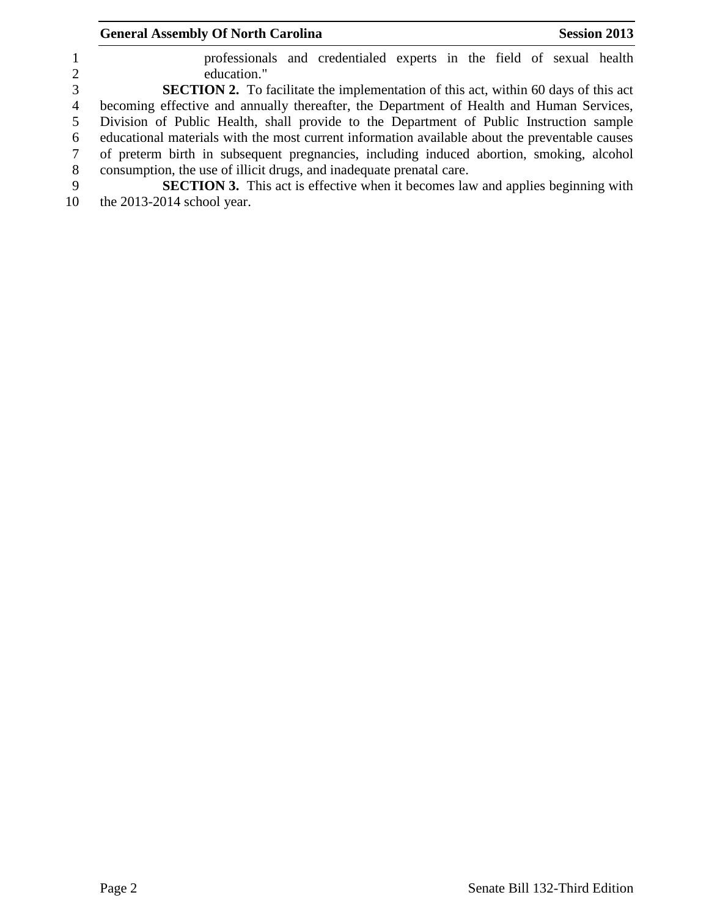professionals and credentialed experts in the field of sexual health education."

**SECTION 2.** To facilitate the implementation of this act, within 60 days of this act becoming effective and annually thereafter, the Department of Health and Human Services, Division of Public Health, shall provide to the Department of Public Instruction sample educational materials with the most current information available about the preventable causes of preterm birth in subsequent pregnancies, including induced abortion, smoking, alcohol consumption, the use of illicit drugs, and inadequate prenatal care.

**SECTION 3.** This act is effective when it becomes law and applies beginning with the 2013-2014 school year.